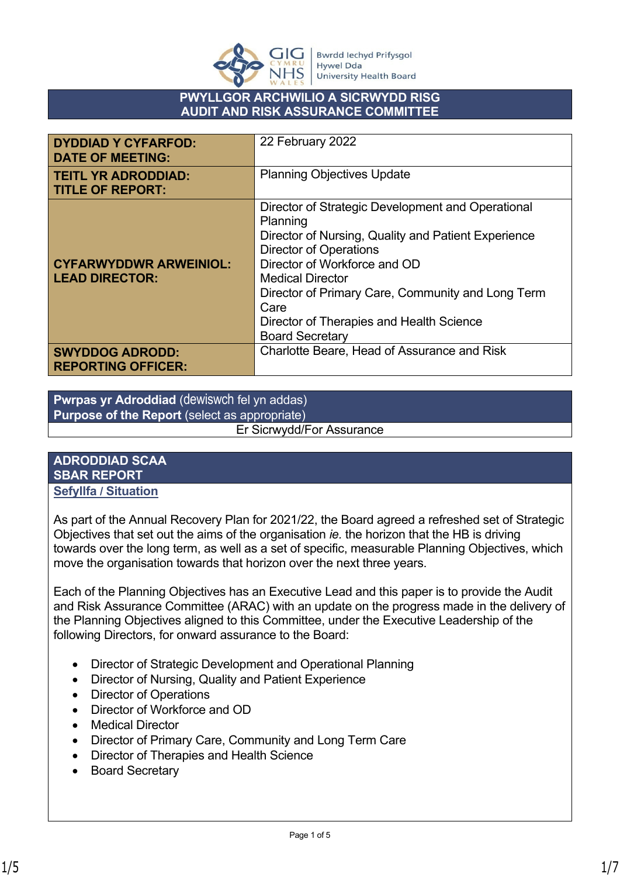## PWYLLGOR ARCHWILIO A SICRWYDD RISG
## AUDIT AND RISK ASSURANCE COMMITTEE

| | |
|---|---|
| **DYDDIAD Y CYFARFOD: DATE OF MEETING:** | 22 February 2022 |
| **TEITL YR ADRODDIAD: TITLE OF REPORT:** | Planning Objectives Update |
| **CYFARWYDDWR ARWEINIOL: LEAD DIRECTOR:** | Director of Strategic Development and Operational Planning<br>Director of Nursing, Quality and Patient Experience<br>Director of Operations<br>Director of Workforce and OD<br>Medical Director<br>Director of Primary Care, Community and Long Term Care<br>Director of Therapies and Health Science<br>Board Secretary |
| **SWYDDOG ADRODD: REPORTING OFFICER:** | Charlotte Beare, Head of Assurance and Risk |

| **Pwrpas yr Adroddiad** (dewiswch fel yn addas)<br>**Purpose of the Report** (select as appropriate) |
|---|
| Er Sicrwydd/For Assurance |

## ADRODDIAD SCAA
## SBAR REPORT

**Sefyllfa / Situation**

As part of the Annual Recovery Plan for 2021/22, the Board agreed a refreshed set of Strategic Objectives that set out the aims of the organisation *ie.* the horizon that the HB is driving towards over the long term, as well as a set of specific, measurable Planning Objectives, which move the organisation towards that horizon over the next three years.

Each of the Planning Objectives has an Executive Lead and this paper is to provide the Audit and Risk Assurance Committee (ARAC) with an update on the progress made in the delivery of the Planning Objectives aligned to this Committee, under the Executive Leadership of the following Directors, for onward assurance to the Board:

- Director of Strategic Development and Operational Planning
- Director of Nursing, Quality and Patient Experience
- Director of Operations
- Director of Workforce and OD
- Medical Director
- Director of Primary Care, Community and Long Term Care
- Director of Therapies and Health Science
- Board Secretary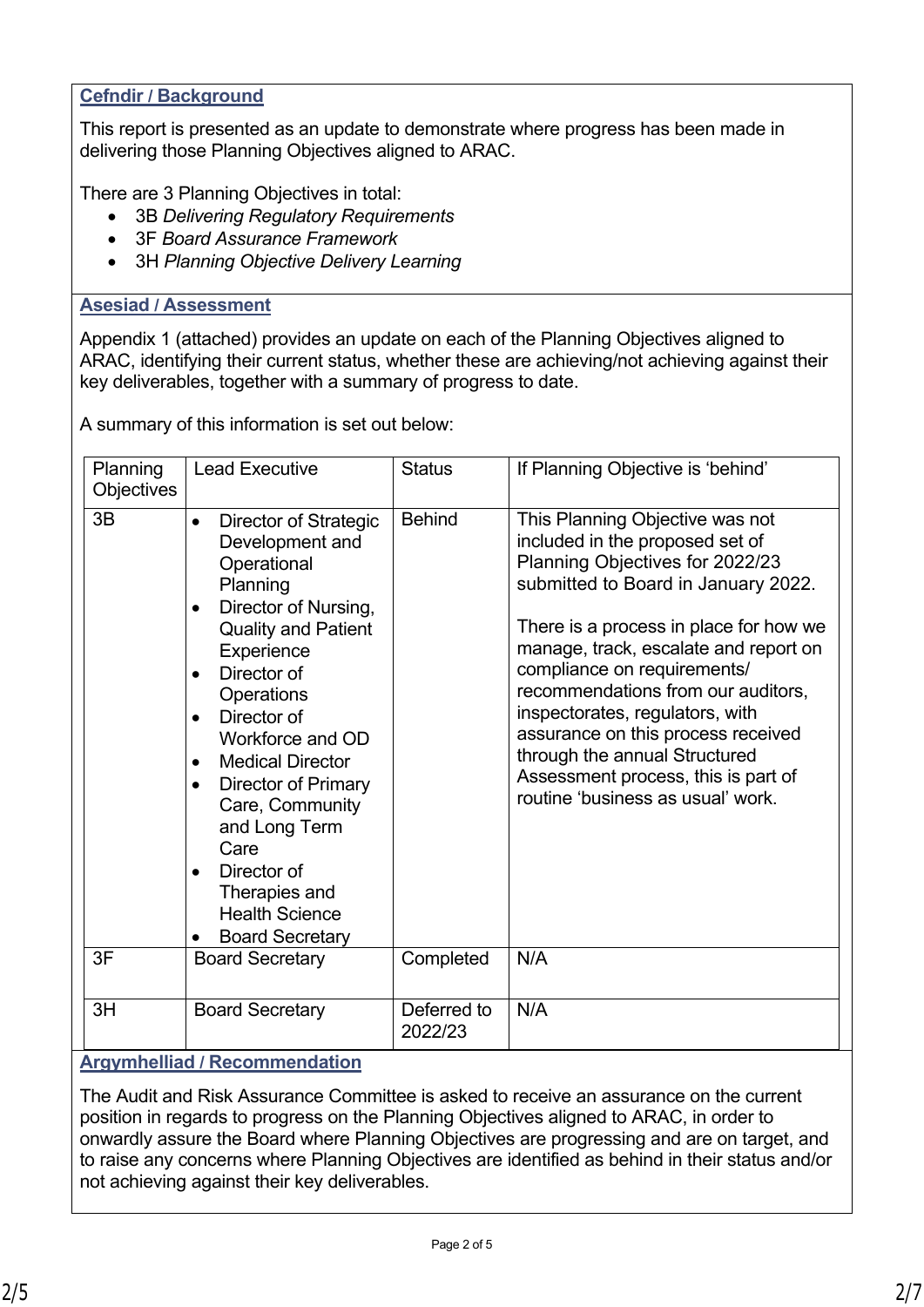## Cefndir / Background

This report is presented as an update to demonstrate where progress has been made in delivering those Planning Objectives aligned to ARAC.

There are 3 Planning Objectives in total:

- 3B *Delivering Regulatory Requirements*
- 3F *Board Assurance Framework*
- 3H *Planning Objective Delivery Learning*

## Asesiad / Assessment

Appendix 1 (attached) provides an update on each of the Planning Objectives aligned to ARAC, identifying their current status, whether these are achieving/not achieving against their key deliverables, together with a summary of progress to date.

A summary of this information is set out below:

| Planning Objectives | Lead Executive | Status | If Planning Objective is 'behind' |
|---|---|---|---|
| 3B | • Director of Strategic Development and Operational Planning<br>• Director of Nursing, Quality and Patient Experience<br>• Director of Operations<br>• Director of Workforce and OD<br>• Medical Director<br>• Director of Primary Care, Community and Long Term Care<br>• Director of Therapies and Health Science<br>• Board Secretary | Behind | This Planning Objective was not included in the proposed set of Planning Objectives for 2022/23 submitted to Board in January 2022.<br><br>There is a process in place for how we manage, track, escalate and report on compliance on requirements/ recommendations from our auditors, inspectorates, regulators, with assurance on this process received through the annual Structured Assessment process, this is part of routine 'business as usual' work. |
| 3F | Board Secretary | Completed | N/A |
| 3H | Board Secretary | Deferred to 2022/23 | N/A |

## Argymhelliad / Recommendation

The Audit and Risk Assurance Committee is asked to receive an assurance on the current position in regards to progress on the Planning Objectives aligned to ARAC, in order to onwardly assure the Board where Planning Objectives are progressing and are on target, and to raise any concerns where Planning Objectives are identified as behind in their status and/or not achieving against their key deliverables.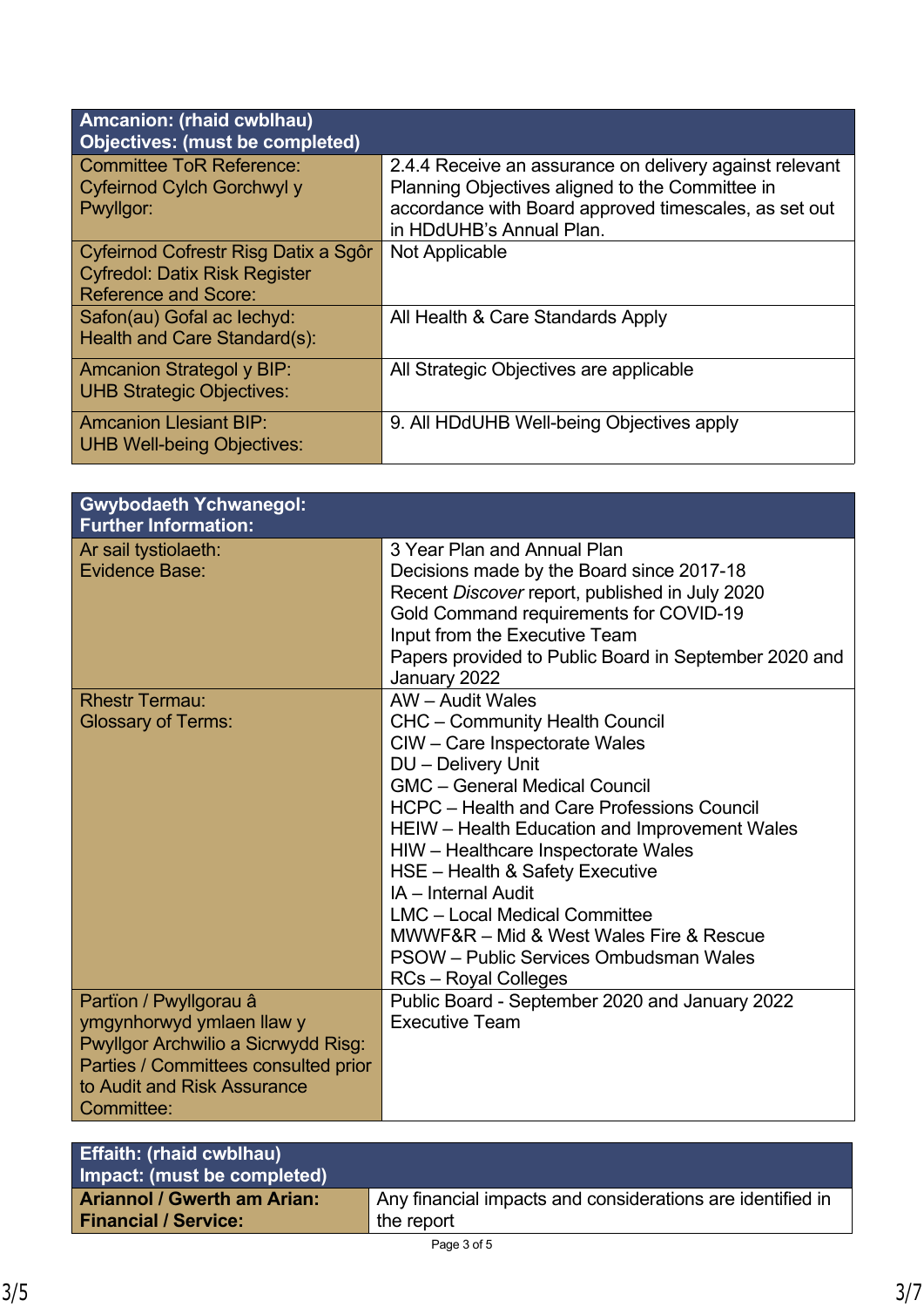| **Amcanion: (rhaid cwblhau)<br>Objectives: (must be completed)** | |
|---|---|
| Committee ToR Reference:<br>Cyfeirnod Cylch Gorchwyl y Pwyllgor: | 2.4.4 Receive an assurance on delivery against relevant Planning Objectives aligned to the Committee in accordance with Board approved timescales, as set out in HDdUHB's Annual Plan. |
| Cyfeirnod Cofrestr Risg Datix a Sgôr Cyfredol: Datix Risk Register Reference and Score: | Not Applicable |
| Safon(au) Gofal ac Iechyd:<br>Health and Care Standard(s): | All Health & Care Standards Apply |
| Amcanion Strategol y BIP:<br>UHB Strategic Objectives: | All Strategic Objectives are applicable |
| Amcanion Llesiant BIP:<br>UHB Well-being Objectives: | 9. All HDdUHB Well-being Objectives apply |

| **Gwybodaeth Ychwanegol:<br>Further Information:** | |
|---|---|
| Ar sail tystiolaeth:<br>Evidence Base: | 3 Year Plan and Annual Plan<br>Decisions made by the Board since 2017-18<br>Recent *Discover* report, published in July 2020<br>Gold Command requirements for COVID-19<br>Input from the Executive Team<br>Papers provided to Public Board in September 2020 and January 2022 |
| Rhestr Termau:<br>Glossary of Terms: | AW – Audit Wales<br>CHC – Community Health Council<br>CIW – Care Inspectorate Wales<br>DU – Delivery Unit<br>GMC – General Medical Council<br>HCPC – Health and Care Professions Council<br>HEIW – Health Education and Improvement Wales<br>HIW – Healthcare Inspectorate Wales<br>HSE – Health & Safety Executive<br>IA – Internal Audit<br>LMC – Local Medical Committee<br>MWWF&R – Mid & West Wales Fire & Rescue<br>PSOW – Public Services Ombudsman Wales<br>RCs – Royal Colleges |
| Partïon / Pwyllgorau â ymgynhorwyd ymlaen llaw y Pwyllgor Archwilio a Sicrwydd Risg:<br>Parties / Committees consulted prior to Audit and Risk Assurance Committee: | Public Board - September 2020 and January 2022<br>Executive Team |

| **Effaith: (rhaid cwblhau)<br>Impact: (must be completed)** | |
|---|---|
| **Ariannol / Gwerth am Arian:<br>Financial / Service:** | Any financial impacts and considerations are identified in the report |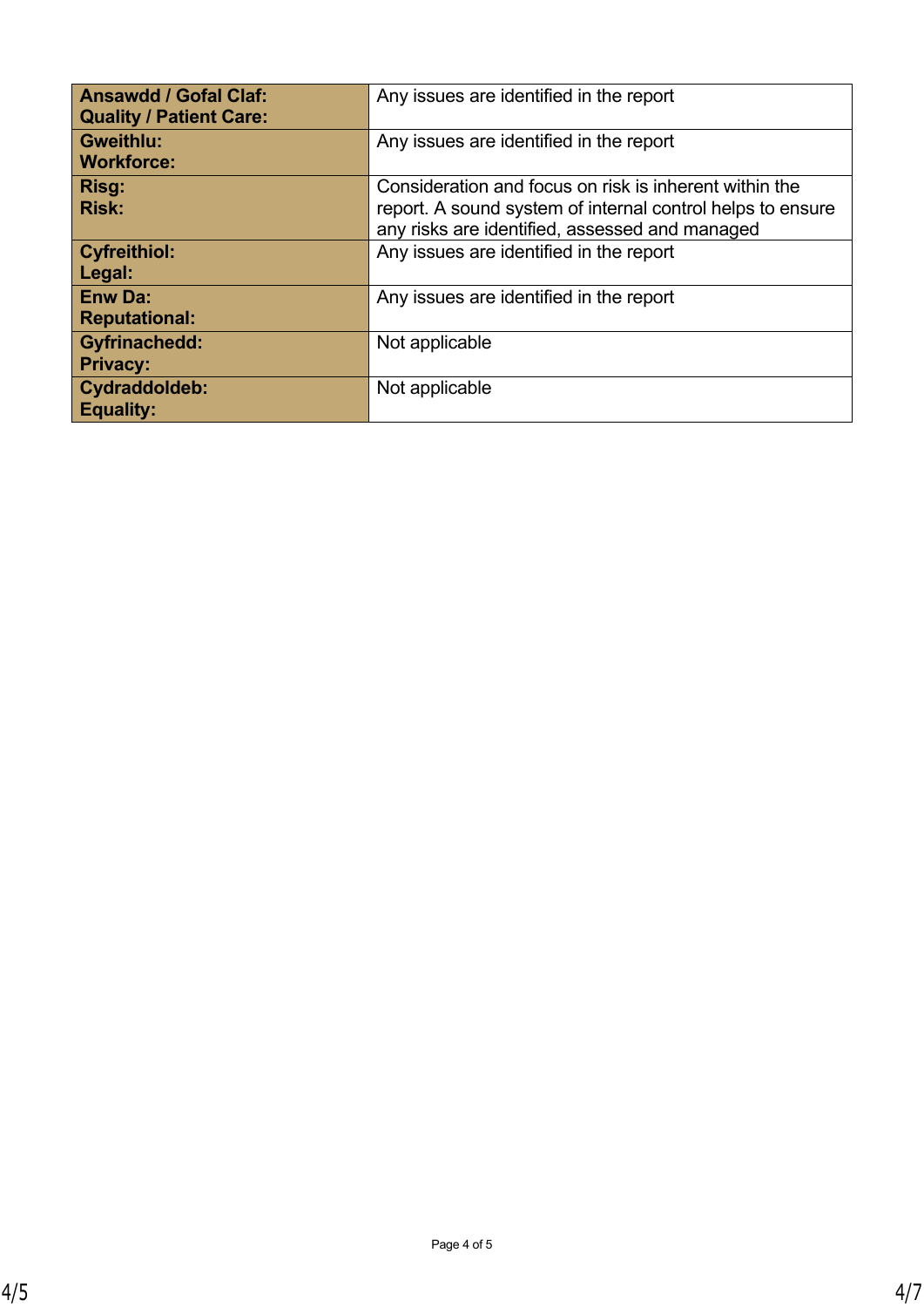| | |
|---|---|
| **Ansawdd / Gofal Claf:**<br>**Quality / Patient Care:** | Any issues are identified in the report |
| **Gweithlu:**<br>**Workforce:** | Any issues are identified in the report |
| **Risg:**<br>**Risk:** | Consideration and focus on risk is inherent within the report. A sound system of internal control helps to ensure any risks are identified, assessed and managed |
| **Cyfreithiol:**<br>**Legal:** | Any issues are identified in the report |
| **Enw Da:**<br>**Reputational:** | Any issues are identified in the report |
| **Gyfrinachedd:**<br>**Privacy:** | Not applicable |
| **Cydraddoldeb:**<br>**Equality:** | Not applicable |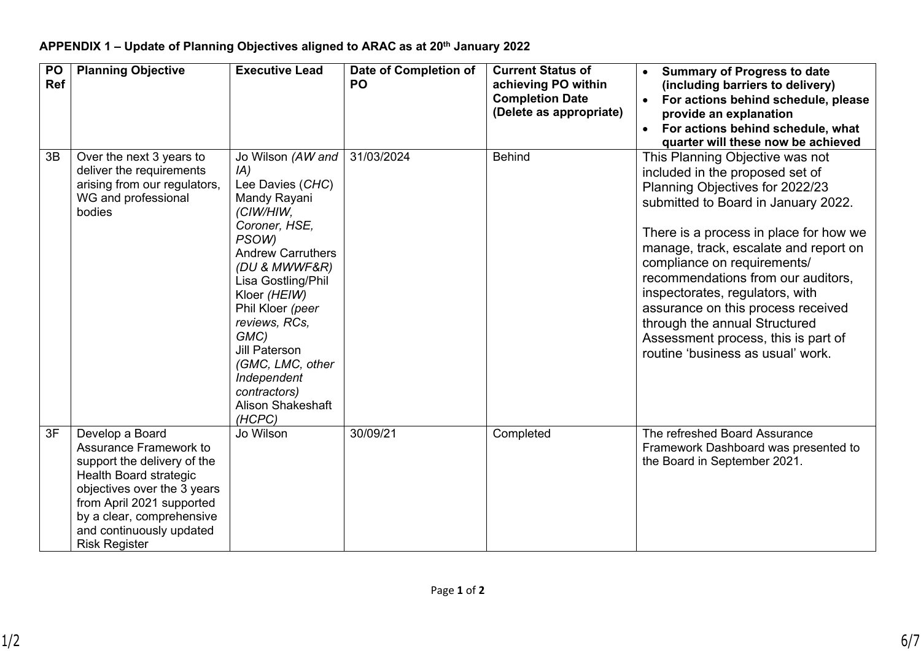**APPENDIX 1 – Update of Planning Objectives aligned to ARAC as at 20th January 2022**

| PO Ref | Planning Objective | Executive Lead | Date of Completion of PO | Current Status of achieving PO within Completion Date (Delete as appropriate) | • Summary of Progress to date (including barriers to delivery) <br> • For actions behind schedule, please provide an explanation <br> • For actions behind schedule, what quarter will these now be achieved |
|---|---|---|---|---|---|
| 3B | Over the next 3 years to deliver the requirements arising from our regulators, WG and professional bodies | Jo Wilson *(AW and IA)* <br> Lee Davies (*CHC*) <br> Mandy Rayani *(CIW/HIW, Coroner, HSE, PSOW)* <br> Andrew Carruthers *(DU & MWWF&R)* <br> Lisa Gostling/Phil Kloer *(HEIW)* <br> Phil Kloer *(peer reviews, RCs, GMC)* <br> Jill Paterson *(GMC, LMC, other Independent contractors)* <br> Alison Shakeshaft *(HCPC)* | 31/03/2024 | Behind | This Planning Objective was not included in the proposed set of Planning Objectives for 2022/23 submitted to Board in January 2022. <br><br> There is a process in place for how we manage, track, escalate and report on compliance on requirements/ recommendations from our auditors, inspectorates, regulators, with assurance on this process received through the annual Structured Assessment process, this is part of routine 'business as usual' work. |
| 3F | Develop a Board Assurance Framework to support the delivery of the Health Board strategic objectives over the 3 years from April 2021 supported by a clear, comprehensive and continuously updated Risk Register | Jo Wilson | 30/09/21 | Completed | The refreshed Board Assurance Framework Dashboard was presented to the Board in September 2021. |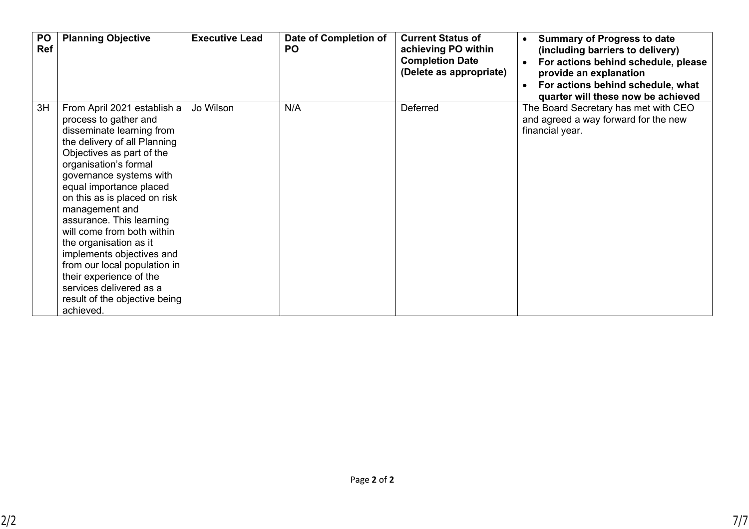| PO Ref | Planning Objective | Executive Lead | Date of Completion of PO | Current Status of achieving PO within Completion Date (Delete as appropriate) | • **Summary of Progress to date (including barriers to delivery)** • **For actions behind schedule, please provide an explanation** • **For actions behind schedule, what quarter will these now be achieved** |
|---|---|---|---|---|---|
| 3H | From April 2021 establish a process to gather and disseminate learning from the delivery of all Planning Objectives as part of the organisation's formal governance systems with equal importance placed on this as is placed on risk management and assurance. This learning will come from both within the organisation as it implements objectives and from our local population in their experience of the services delivered as a result of the objective being achieved. | Jo Wilson | N/A | Deferred | The Board Secretary has met with CEO and agreed a way forward for the new financial year. |